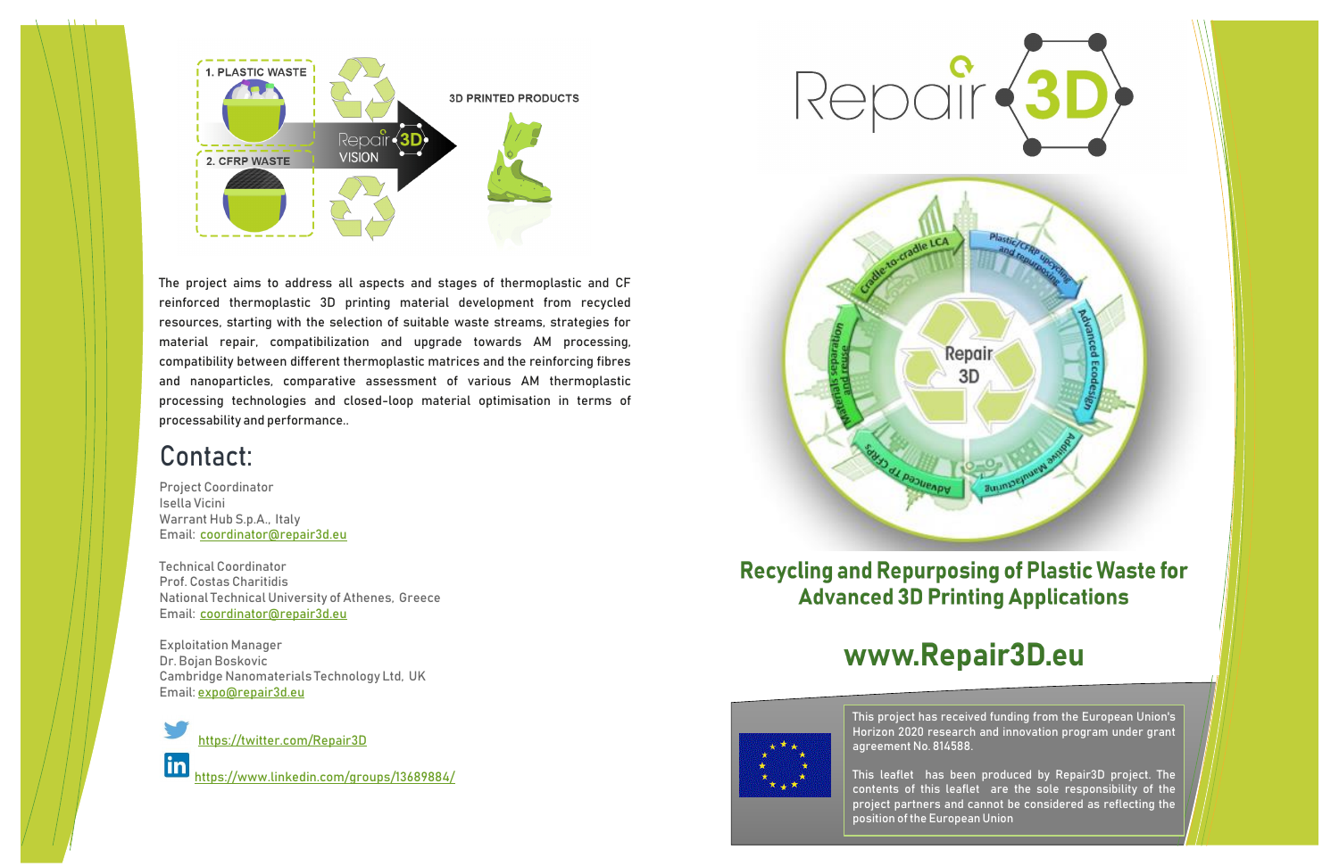1. PLASTIC WASTE

2. CFRP WASTE

Repair3D VISION

3D PRINTED PRODUCTS

The project aims to address all aspects and stages of thermoplastic and CF reinforced thermoplastic 3D printing material development from recycled resources, starting with the selection of suitable waste streams, strategies for material repair, compatibilization and upgrade towards AM processing, compatibility between different thermoplastic matrices and the reinforcing fibres and nanoparticles, comparative assessment of various AM thermoplastic processing technologies and closed-loop material optimisation in terms of processability and performance..

## Contact:

Project Coordinator
Isella Vicini
Warrant Hub S.p.A., Italy
Email: coordinator@repair3d.eu

Technical Coordinator
Prof. Costas Charitidis
National Technical University of Athenes, Greece
Email: coordinator@repair3d.eu

Exploitation Manager
Dr. Bojan Boskovic
Cambridge Nanomaterials Technology Ltd, UK
Email: expo@repair3d.eu

https://twitter.com/Repair3D

https://www.linkedin.com/groups/13689884/

# Repair3D

Cradle-to-cradle LCA · Plastic/CFRP upcycling and repurposing · Advanced Ecodesign · Additive Manufacturing · Advanced 3D CFRPs · Materials separation and reuse

Repair 3D

## Recycling and Repurposing of Plastic Waste for Advanced 3D Printing Applications

## www.Repair3D.eu

This project has received funding from the European Union's Horizon 2020 research and innovation program under grant agreement No. 814588.

This leaflet has been produced by Repair3D project. The contents of this leaflet are the sole responsibility of the project partners and cannot be considered as reflecting the position of the European Union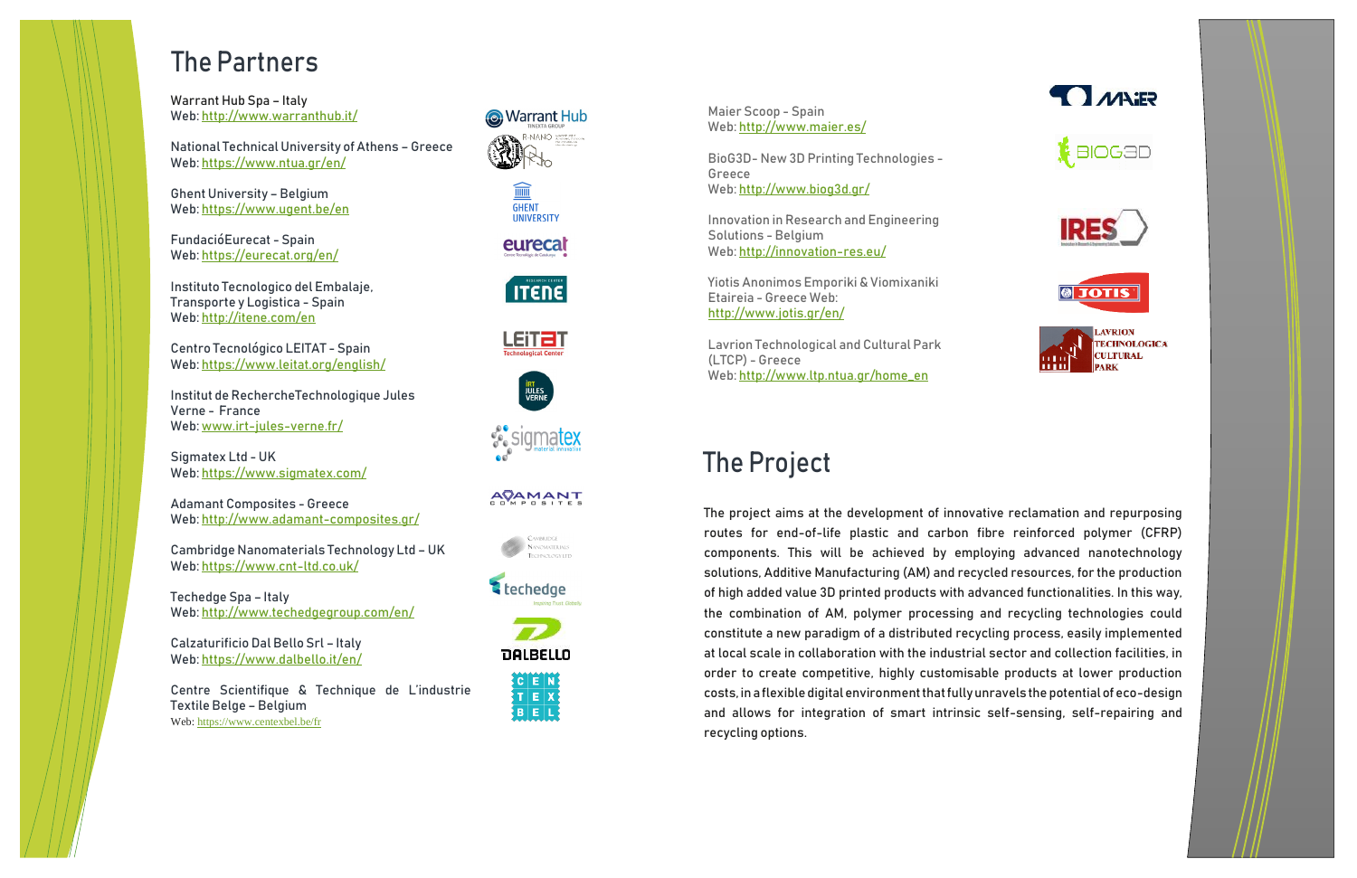# The Partners

Warrant Hub Spa – Italy
Web: http://www.warranthub.it/

National Technical University of Athens – Greece
Web: https://www.ntua.gr/en/

Ghent University – Belgium
Web: https://www.ugent.be/en

FundacióEurecat - Spain
Web: https://eurecat.org/en/

Instituto Tecnologico del Embalaje, Transporte y Logistica - Spain
Web: http://itene.com/en

Centro Tecnológico LEITAT - Spain
Web: https://www.leitat.org/english/

Institut de RechercheTechnologique Jules Verne - France
Web: www.irt-jules-verne.fr/

Sigmatex Ltd - UK
Web: https://www.sigmatex.com/

Adamant Composites - Greece
Web: http://www.adamant-composites.gr/

Cambridge Nanomaterials Technology Ltd – UK
Web: https://www.cnt-ltd.co.uk/

Techedge Spa – Italy
Web: http://www.techedgegroup.com/en/

Calzaturificio Dal Bello Srl – Italy
Web: https://www.dalbello.it/en/

Centre Scientifique & Technique de L'industrie Textile Belge – Belgium
Web: https://www.centexbel.be/fr

Maier Scoop - Spain
Web: http://www.maier.es/

BioG3D- New 3D Printing Technologies - Greece
Web: http://www.biog3d.gr/

Innovation in Research and Engineering Solutions - Belgium
Web: http://innovation-res.eu/

Yiotis Anonimos Emporiki & Viomixaniki Etaireia - Greece Web: http://www.jotis.gr/en/

Lavrion Technological and Cultural Park (LTCP) - Greece
Web: http://www.ltp.ntua.gr/home_en

# The Project

The project aims at the development of innovative reclamation and repurposing routes for end-of-life plastic and carbon fibre reinforced polymer (CFRP) components. This will be achieved by employing advanced nanotechnology solutions, Additive Manufacturing (AM) and recycled resources, for the production of high added value 3D printed products with advanced functionalities. In this way, the combination of AM, polymer processing and recycling technologies could constitute a new paradigm of a distributed recycling process, easily implemented at local scale in collaboration with the industrial sector and collection facilities, in order to create competitive, highly customisable products at lower production costs, in a flexible digital environment that fully unravels the potential of eco-design and allows for integration of smart intrinsic self-sensing, self-repairing and recycling options.